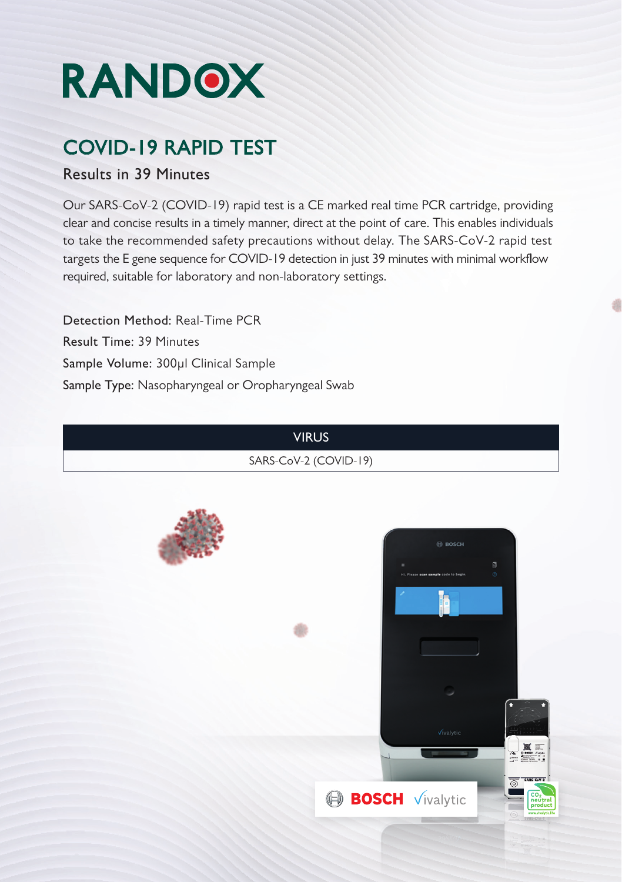# RANDOX

## COVID-19 RAPID TEST

### Results in 39 Minutes

Our SARS-CoV-2 (COVID-19) rapid test is a CE marked real time PCR cartridge, providing clear and concise results in a timely manner, direct at the point of care. This enables individuals to take the recommended safety precautions without delay. The SARS-CoV-2 rapid test targets the E gene sequence for COVID-19 detection in just 39 minutes with minimal workflow required, suitable for laboratory and non-laboratory settings.

Detection Method: Real-Time PCR
Result Time: 39 Minutes
Sample Volume: 300µl Clinical Sample
Sample Type: Nasopharyngeal or Oropharyngeal Swab

| VIRUS |
| --- |
| SARS-CoV-2 (COVID-19) |

BOSCH Vivalytic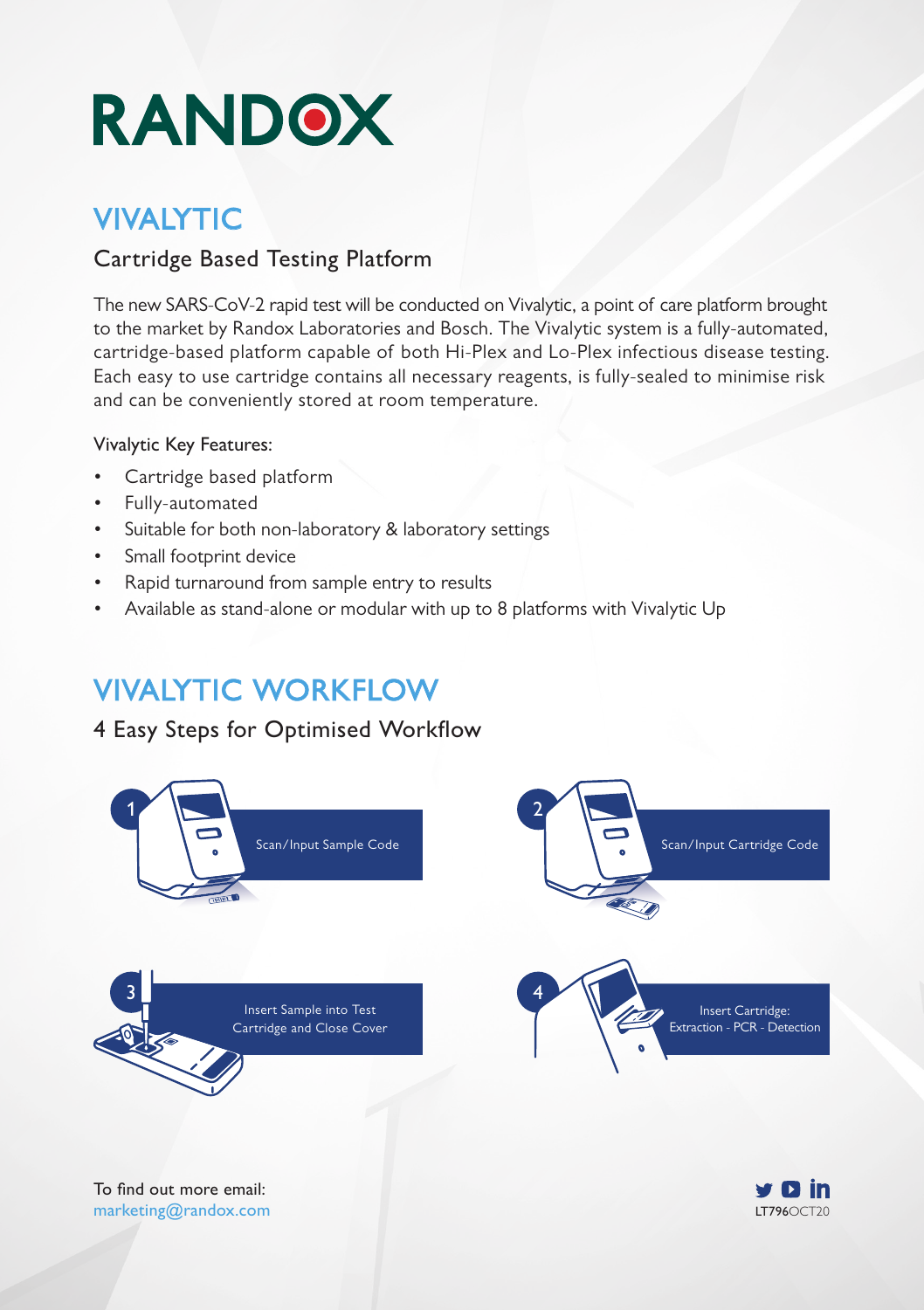# RANDOX

## VIVALYTIC

### Cartridge Based Testing Platform

The new SARS-CoV-2 rapid test will be conducted on Vivalytic, a point of care platform brought to the market by Randox Laboratories and Bosch. The Vivalytic system is a fully-automated, cartridge-based platform capable of both Hi-Plex and Lo-Plex infectious disease testing. Each easy to use cartridge contains all necessary reagents, is fully-sealed to minimise risk and can be conveniently stored at room temperature.

Vivalytic Key Features:

- Cartridge based platform
- Fully-automated
- Suitable for both non-laboratory & laboratory settings
- Small footprint device
- Rapid turnaround from sample entry to results
- Available as stand-alone or modular with up to 8 platforms with Vivalytic Up

## VIVALYTIC WORKFLOW

### 4 Easy Steps for Optimised Workflow

1. Scan/Input Sample Code
2. Scan/Input Cartridge Code
3. Insert Sample into Test Cartridge and Close Cover
4. Insert Cartridge: Extraction - PCR - Detection

To find out more email:
marketing@randox.com

LT796OCT20